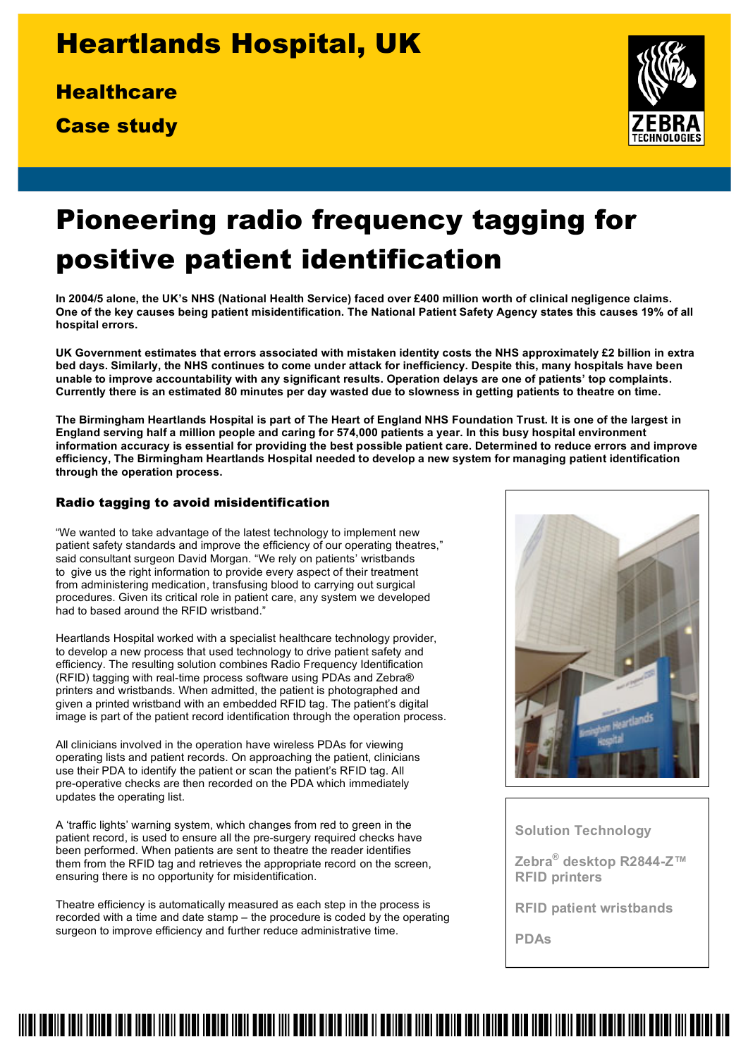# Heartlands Hospital, UK

## Healthcare

## Case study

# Pioneering radio frequency tagging for positive patient identification

**In 2004/5 alone, the UK's NHS (National Health Service) faced over £400 million worth of clinical negligence claims. One of the key causes being patient misidentification. The National Patient Safety Agency states this causes 19% of all hospital errors.**

**UK Government estimates that errors associated with mistaken identity costs the NHS approximately £2 billion in extra bed days. Similarly, the NHS continues to come under attack for inefficiency. Despite this, many hospitals have been unable to improve accountability with any significant results. Operation delays are one of patients' top complaints. Currently there is an estimated 80 minutes per day wasted due to slowness in getting patients to theatre on time.**

**The Birmingham Heartlands Hospital is part of The Heart of England NHS Foundation Trust. It is one of the largest in England serving half a million people and caring for 574,000 patients a year. In this busy hospital environment information accuracy is essential for providing the best possible patient care. Determined to reduce errors and improve efficiency, The Birmingham Heartlands Hospital needed to develop a new system for managing patient identification through the operation process.**

### Radio tagging to avoid misidentification

"We wanted to take advantage of the latest technology to implement new patient safety standards and improve the efficiency of our operating theatres," said consultant surgeon David Morgan. "We rely on patients' wristbands to give us the right information to provide every aspect of their treatment from administering medication, transfusing blood to carrying out surgical procedures. Given its critical role in patient care, any system we developed had to based around the RFID wristband."

Heartlands Hospital worked with a specialist healthcare technology provider, to develop a new process that used technology to drive patient safety and efficiency. The resulting solution combines Radio Frequency Identification (RFID) tagging with real-time process software using PDAs and Zebra® printers and wristbands. When admitted, the patient is photographed and given a printed wristband with an embedded RFID tag. The patient's digital image is part of the patient record identification through the operation process.

All clinicians involved in the operation have wireless PDAs for viewing operating lists and patient records. On approaching the patient, clinicians use their PDA to identify the patient or scan the patient's RFID tag. All pre-operative checks are then recorded on the PDA which immediately updates the operating list.

A 'traffic lights' warning system, which changes from red to green in the patient record, is used to ensure all the pre-surgery required checks have been performed. When patients are sent to theatre the reader identifies them from the RFID tag and retrieves the appropriate record on the screen, ensuring there is no opportunity for misidentification.

Theatre efficiency is automatically measured as each step in the process is recorded with a time and date stamp – the procedure is coded by the operating surgeon to improve efficiency and further reduce administrative time.

**Solution Technology**

**Zebra® desktop R2844-Z™ RFID printers**

**RFID patient wristbands**

**PDAs**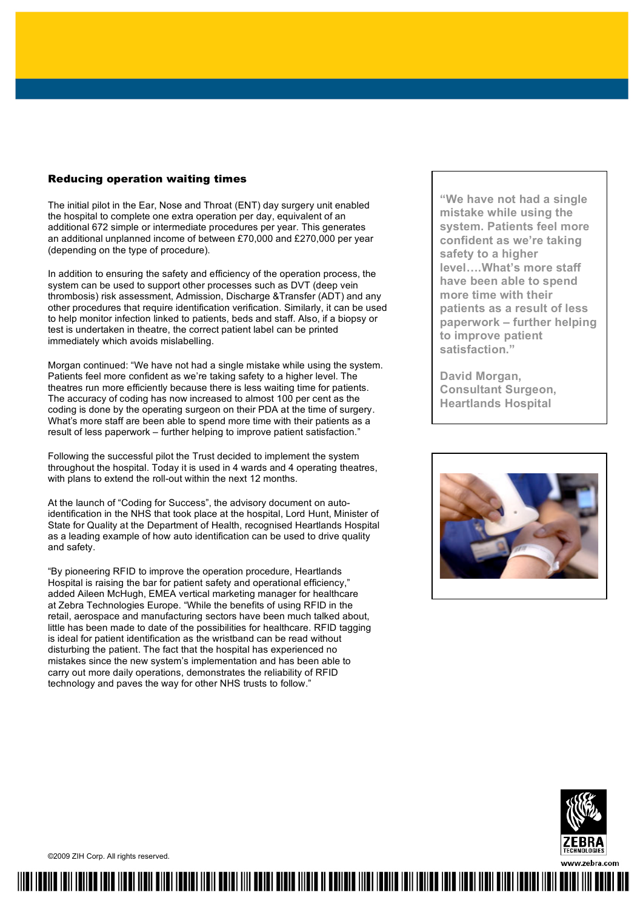## Reducing operation waiting times

The initial pilot in the Ear, Nose and Throat (ENT) day surgery unit enabled the hospital to complete one extra operation per day, equivalent of an additional 672 simple or intermediate procedures per year. This generates an additional unplanned income of between £70,000 and £270,000 per year (depending on the type of procedure).

In addition to ensuring the safety and efficiency of the operation process, the system can be used to support other processes such as DVT (deep vein thrombosis) risk assessment, Admission, Discharge &Transfer (ADT) and any other procedures that require identification verification. Similarly, it can be used to help monitor infection linked to patients, beds and staff. Also, if a biopsy or test is undertaken in theatre, the correct patient label can be printed immediately which avoids mislabelling.

Morgan continued: "We have not had a single mistake while using the system. Patients feel more confident as we're taking safety to a higher level. The theatres run more efficiently because there is less waiting time for patients. The accuracy of coding has now increased to almost 100 per cent as the coding is done by the operating surgeon on their PDA at the time of surgery. What's more staff are been able to spend more time with their patients as a result of less paperwork – further helping to improve patient satisfaction."

Following the successful pilot the Trust decided to implement the system throughout the hospital. Today it is used in 4 wards and 4 operating theatres, with plans to extend the roll-out within the next 12 months.

At the launch of "Coding for Success", the advisory document on auto-identification in the NHS that took place at the hospital, Lord Hunt, Minister of State for Quality at the Department of Health, recognised Heartlands Hospital as a leading example of how auto identification can be used to drive quality and safety.

"By pioneering RFID to improve the operation procedure, Heartlands Hospital is raising the bar for patient safety and operational efficiency," added Aileen McHugh, EMEA vertical marketing manager for healthcare at Zebra Technologies Europe. "While the benefits of using RFID in the retail, aerospace and manufacturing sectors have been much talked about, little has been made to date of the possibilities for healthcare. RFID tagging is ideal for patient identification as the wristband can be read without disturbing the patient. The fact that the hospital has experienced no mistakes since the new system's implementation and has been able to carry out more daily operations, demonstrates the reliability of RFID technology and paves the way for other NHS trusts to follow."

> **"We have not had a single mistake while using the system. Patients feel more confident as we're taking safety to a higher level….What's more staff have been able to spend more time with their patients as a result of less paperwork – further helping to improve patient satisfaction."**
>
> **David Morgan,**
> **Consultant Surgeon,**
> **Heartlands Hospital**

©2009 ZIH Corp. All rights reserved.

ZEBRA TECHNOLOGIES

www.zebra.com